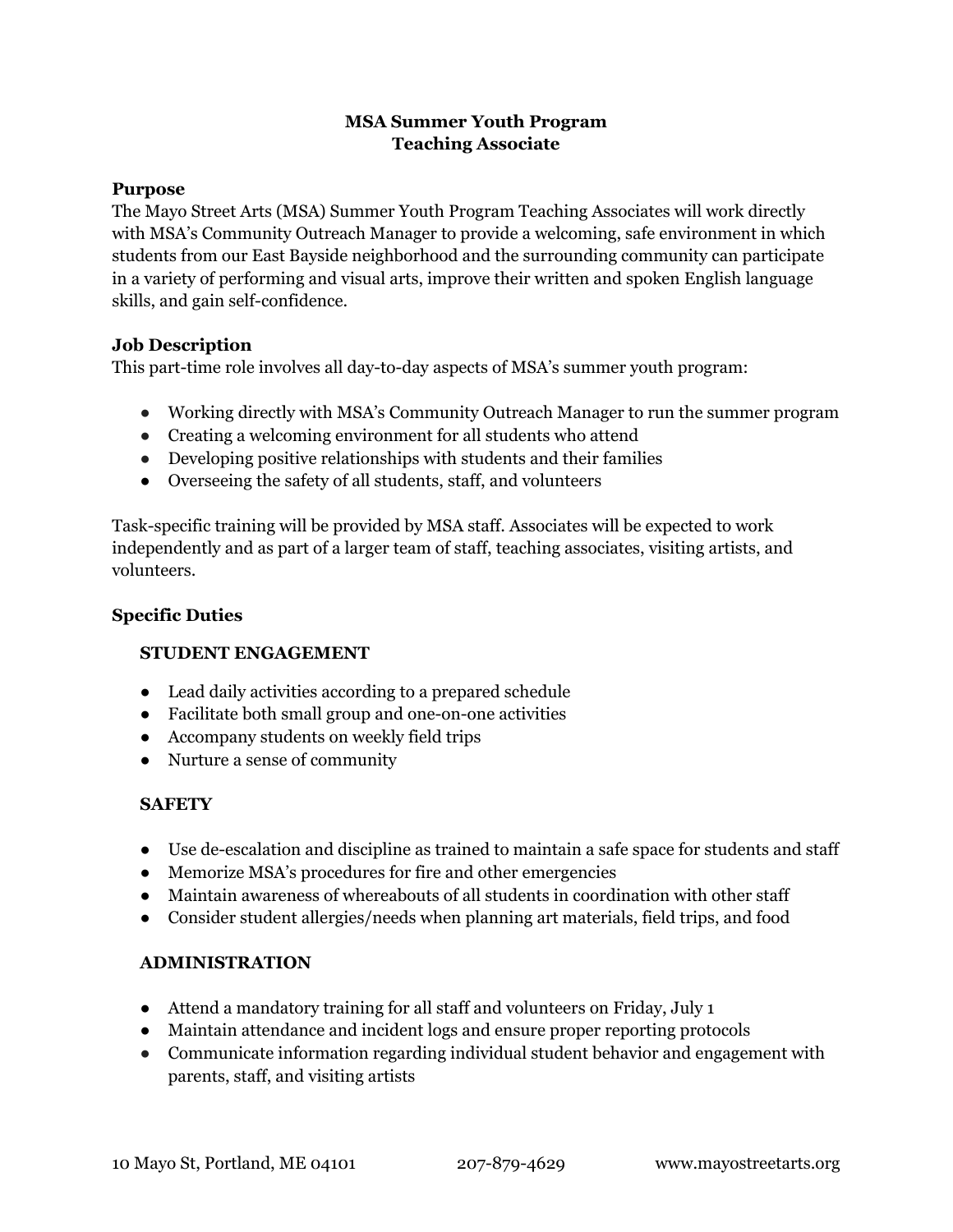# MSA Summer Youth Program
# Teaching Associate

## Purpose

The Mayo Street Arts (MSA) Summer Youth Program Teaching Associates will work directly with MSA's Community Outreach Manager to provide a welcoming, safe environment in which students from our East Bayside neighborhood and the surrounding community can participate in a variety of performing and visual arts, improve their written and spoken English language skills, and gain self-confidence.

## Job Description

This part-time role involves all day-to-day aspects of MSA's summer youth program:

- Working directly with MSA's Community Outreach Manager to run the summer program
- Creating a welcoming environment for all students who attend
- Developing positive relationships with students and their families
- Overseeing the safety of all students, staff, and volunteers

Task-specific training will be provided by MSA staff. Associates will be expected to work independently and as part of a larger team of staff, teaching associates, visiting artists, and volunteers.

## Specific Duties

### STUDENT ENGAGEMENT

- Lead daily activities according to a prepared schedule
- Facilitate both small group and one-on-one activities
- Accompany students on weekly field trips
- Nurture a sense of community

### SAFETY

- Use de-escalation and discipline as trained to maintain a safe space for students and staff
- Memorize MSA's procedures for fire and other emergencies
- Maintain awareness of whereabouts of all students in coordination with other staff
- Consider student allergies/needs when planning art materials, field trips, and food

### ADMINISTRATION

- Attend a mandatory training for all staff and volunteers on Friday, July 1
- Maintain attendance and incident logs and ensure proper reporting protocols
- Communicate information regarding individual student behavior and engagement with parents, staff, and visiting artists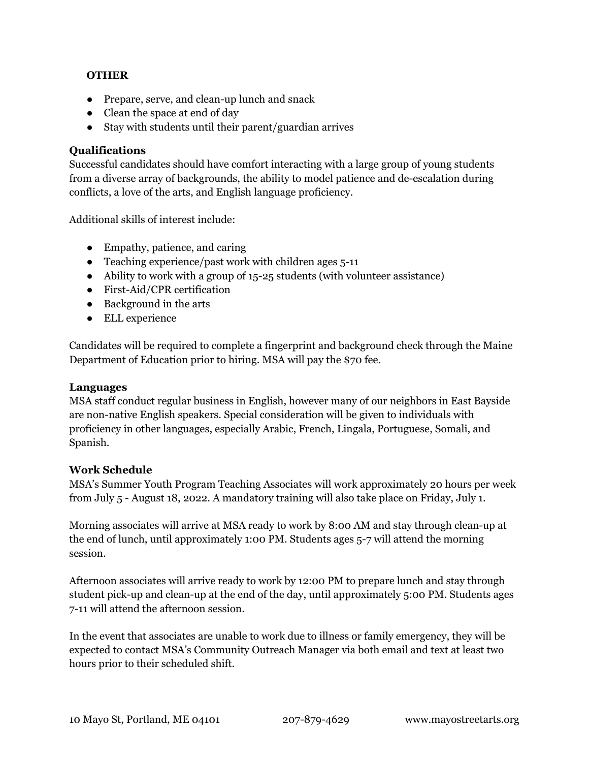**OTHER**

- Prepare, serve, and clean-up lunch and snack
- Clean the space at end of day
- Stay with students until their parent/guardian arrives

**Qualifications**

Successful candidates should have comfort interacting with a large group of young students from a diverse array of backgrounds, the ability to model patience and de-escalation during conflicts, a love of the arts, and English language proficiency.

Additional skills of interest include:

- Empathy, patience, and caring
- Teaching experience/past work with children ages 5-11
- Ability to work with a group of 15-25 students (with volunteer assistance)
- First-Aid/CPR certification
- Background in the arts
- ELL experience

Candidates will be required to complete a fingerprint and background check through the Maine Department of Education prior to hiring. MSA will pay the $70 fee.

**Languages**

MSA staff conduct regular business in English, however many of our neighbors in East Bayside are non-native English speakers. Special consideration will be given to individuals with proficiency in other languages, especially Arabic, French, Lingala, Portuguese, Somali, and Spanish.

**Work Schedule**

MSA's Summer Youth Program Teaching Associates will work approximately 20 hours per week from July 5 - August 18, 2022. A mandatory training will also take place on Friday, July 1.

Morning associates will arrive at MSA ready to work by 8:00 AM and stay through clean-up at the end of lunch, until approximately 1:00 PM. Students ages 5-7 will attend the morning session.

Afternoon associates will arrive ready to work by 12:00 PM to prepare lunch and stay through student pick-up and clean-up at the end of the day, until approximately 5:00 PM. Students ages 7-11 will attend the afternoon session.

In the event that associates are unable to work due to illness or family emergency, they will be expected to contact MSA's Community Outreach Manager via both email and text at least two hours prior to their scheduled shift.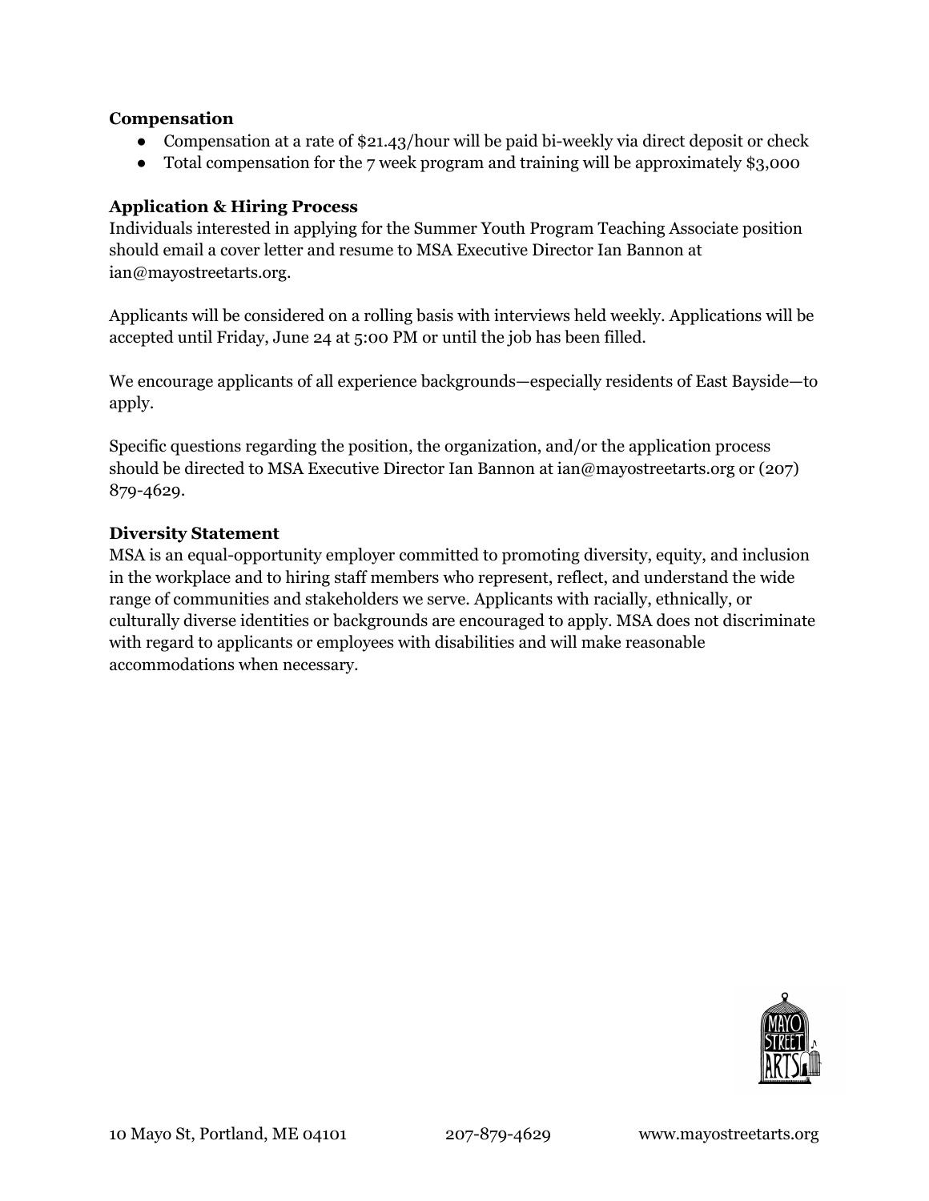**Compensation**

- Compensation at a rate of $21.43/hour will be paid bi-weekly via direct deposit or check
- Total compensation for the 7 week program and training will be approximately $3,000

**Application & Hiring Process**

Individuals interested in applying for the Summer Youth Program Teaching Associate position should email a cover letter and resume to MSA Executive Director Ian Bannon at ian@mayostreetarts.org.

Applicants will be considered on a rolling basis with interviews held weekly. Applications will be accepted until Friday, June 24 at 5:00 PM or until the job has been filled.

We encourage applicants of all experience backgrounds—especially residents of East Bayside—to apply.

Specific questions regarding the position, the organization, and/or the application process should be directed to MSA Executive Director Ian Bannon at ian@mayostreetarts.org or (207) 879-4629.

**Diversity Statement**

MSA is an equal-opportunity employer committed to promoting diversity, equity, and inclusion in the workplace and to hiring staff members who represent, reflect, and understand the wide range of communities and stakeholders we serve. Applicants with racially, ethnically, or culturally diverse identities or backgrounds are encouraged to apply. MSA does not discriminate with regard to applicants or employees with disabilities and will make reasonable accommodations when necessary.